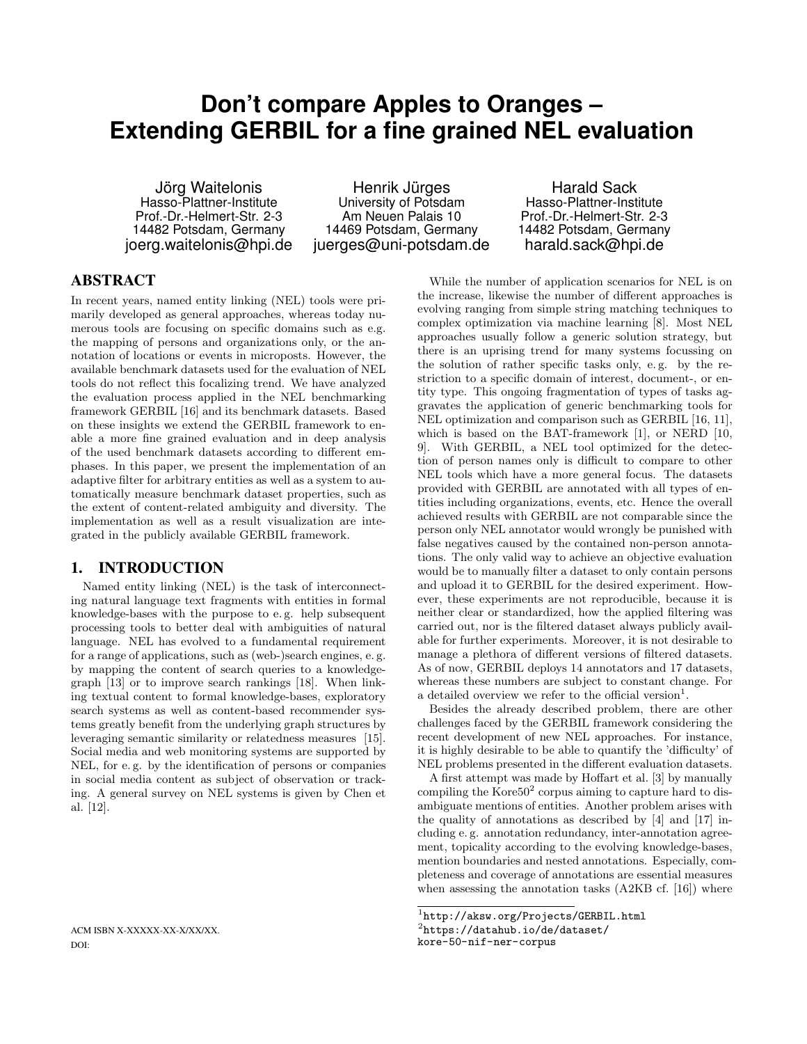# Don't compare Apples to Oranges – Extending GERBIL for a fine grained NEL evaluation

Jörg Waitelonis
Hasso-Plattner-Institute
Prof.-Dr.-Helmert-Str. 2-3
14482 Potsdam, Germany
joerg.waitelonis@hpi.de

Henrik Jürges
University of Potsdam
Am Neuen Palais 10
14469 Potsdam, Germany
juerges@uni-potsdam.de

Harald Sack
Hasso-Plattner-Institute
Prof.-Dr.-Helmert-Str. 2-3
14482 Potsdam, Germany
harald.sack@hpi.de

## ABSTRACT

In recent years, named entity linking (NEL) tools were primarily developed as general approaches, whereas today numerous tools are focusing on specific domains such as e.g. the mapping of persons and organizations only, or the annotation of locations or events in microposts. However, the available benchmark datasets used for the evaluation of NEL tools do not reflect this focalizing trend. We have analyzed the evaluation process applied in the NEL benchmarking framework GERBIL [16] and its benchmark datasets. Based on these insights we extend the GERBIL framework to enable a more fine grained evaluation and in deep analysis of the used benchmark datasets according to different emphases. In this paper, we present the implementation of an adaptive filter for arbitrary entities as well as a system to automatically measure benchmark dataset properties, such as the extent of content-related ambiguity and diversity. The implementation as well as a result visualization are integrated in the publicly available GERBIL framework.

## 1. INTRODUCTION

Named entity linking (NEL) is the task of interconnecting natural language text fragments with entities in formal knowledge-bases with the purpose to e. g. help subsequent processing tools to better deal with ambiguities of natural language. NEL has evolved to a fundamental requirement for a range of applications, such as (web-)search engines, e. g. by mapping the content of search queries to a knowledge-graph [13] or to improve search rankings [18]. When linking textual content to formal knowledge-bases, exploratory search systems as well as content-based recommender systems greatly benefit from the underlying graph structures by leveraging semantic similarity or relatedness measures [15]. Social media and web monitoring systems are supported by NEL, for e. g. by the identification of persons or companies in social media content as subject of observation or tracking. A general survey on NEL systems is given by Chen et al. [12].

While the number of application scenarios for NEL is on the increase, likewise the number of different approaches is evolving ranging from simple string matching techniques to complex optimization via machine learning [8]. Most NEL approaches usually follow a generic solution strategy, but there is an uprising trend for many systems focussing on the solution of rather specific tasks only, e. g. by the restriction to a specific domain of interest, document-, or entity type. This ongoing fragmentation of types of tasks aggravates the application of generic benchmarking tools for NEL optimization and comparison such as GERBIL [16, 11], which is based on the BAT-framework [1], or NERD [10, 9]. With GERBIL, a NEL tool optimized for the detection of person names only is difficult to compare to other NEL tools which have a more general focus. The datasets provided with GERBIL are annotated with all types of entities including organizations, events, etc. Hence the overall achieved results with GERBIL are not comparable since the person only NEL annotator would wrongly be punished with false negatives caused by the contained non-person annotations. The only valid way to achieve an objective evaluation would be to manually filter a dataset to only contain persons and upload it to GERBIL for the desired experiment. However, these experiments are not reproducible, because it is neither clear or standardized, how the applied filtering was carried out, nor is the filtered dataset always publicly available for further experiments. Moreover, it is not desirable to manage a plethora of different versions of filtered datasets. As of now, GERBIL deploys 14 annotators and 17 datasets, whereas these numbers are subject to constant change. For a detailed overview we refer to the official version[1].

Besides the already described problem, there are other challenges faced by the GERBIL framework considering the recent development of new NEL approaches. For instance, it is highly desirable to be able to quantify the 'difficulty' of NEL problems presented in the different evaluation datasets.

A first attempt was made by Hoffart et al. [3] by manually compiling the Kore50[2] corpus aiming to capture hard to disambiguate mentions of entities. Another problem arises with the quality of annotations as described by [4] and [17] including e. g. annotation redundancy, inter-annotation agreement, topicality according to the evolving knowledge-bases, mention boundaries and nested annotations. Especially, completeness and coverage of annotations are essential measures when assessing the annotation tasks (A2KB cf. [16]) where

ACM ISBN X-XXXXX-XX-X/XX/XX.
DOI:

[1] http://aksw.org/Projects/GERBIL.html
[2] https://datahub.io/de/dataset/kore-50-nif-ner-corpus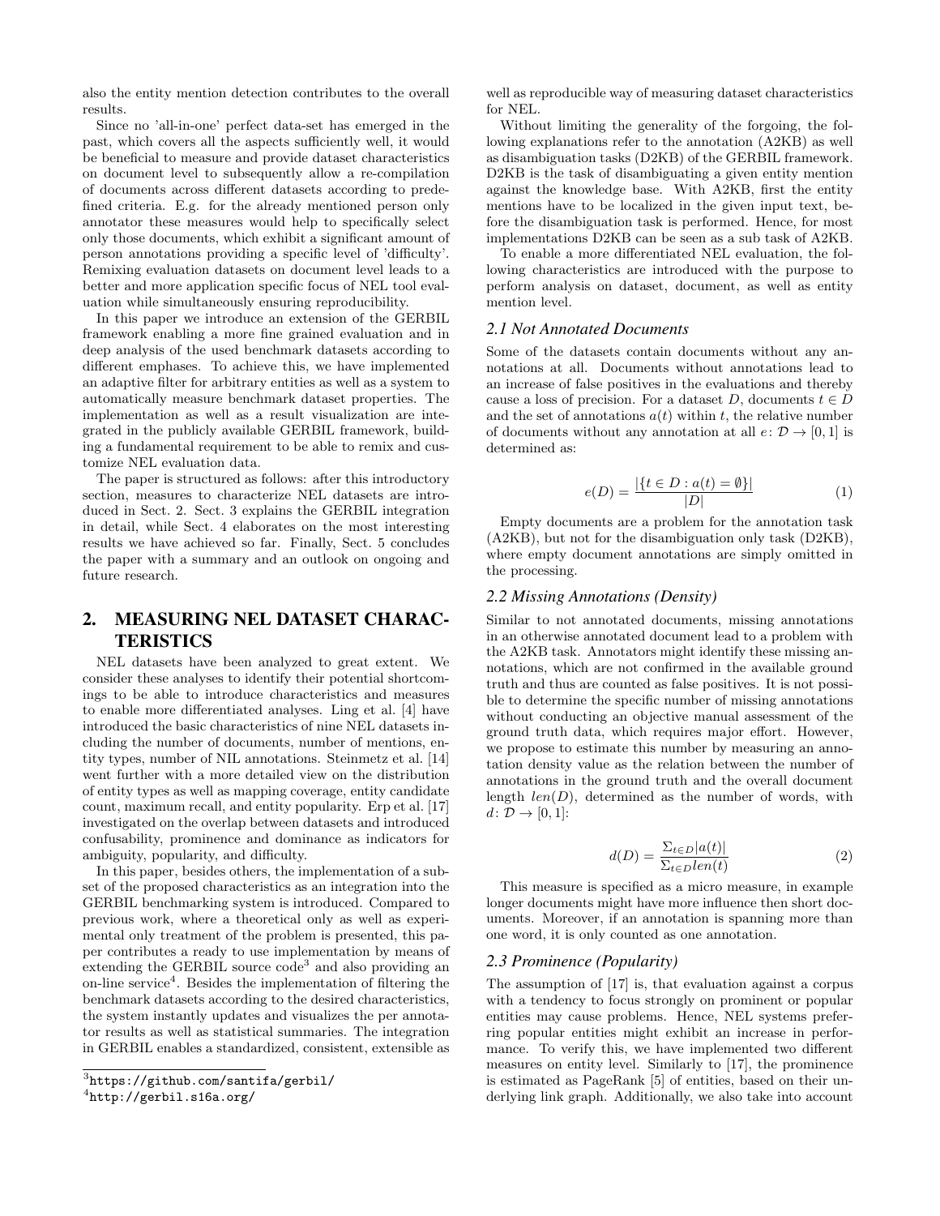also the entity mention detection contributes to the overall results.

Since no 'all-in-one' perfect data-set has emerged in the past, which covers all the aspects sufficiently well, it would be beneficial to measure and provide dataset characteristics on document level to subsequently allow a re-compilation of documents across different datasets according to predefined criteria. E.g. for the already mentioned person only annotator these measures would help to specifically select only those documents, which exhibit a significant amount of person annotations providing a specific level of 'difficulty'. Remixing evaluation datasets on document level leads to a better and more application specific focus of NEL tool evaluation while simultaneously ensuring reproducibility.

In this paper we introduce an extension of the GERBIL framework enabling a more fine grained evaluation and in deep analysis of the used benchmark datasets according to different emphases. To achieve this, we have implemented an adaptive filter for arbitrary entities as well as a system to automatically measure benchmark dataset properties. The implementation as well as a result visualization are integrated in the publicly available GERBIL framework, building a fundamental requirement to be able to remix and customize NEL evaluation data.

The paper is structured as follows: after this introductory section, measures to characterize NEL datasets are introduced in Sect. 2. Sect. 3 explains the GERBIL integration in detail, while Sect. 4 elaborates on the most interesting results we have achieved so far. Finally, Sect. 5 concludes the paper with a summary and an outlook on ongoing and future research.

## 2. MEASURING NEL DATASET CHARACTERISTICS

NEL datasets have been analyzed to great extent. We consider these analyses to identify their potential shortcomings to be able to introduce characteristics and measures to enable more differentiated analyses. Ling et al. [4] have introduced the basic characteristics of nine NEL datasets including the number of documents, number of mentions, entity types, number of NIL annotations. Steinmetz et al. [14] went further with a more detailed view on the distribution of entity types as well as mapping coverage, entity candidate count, maximum recall, and entity popularity. Erp et al. [17] investigated on the overlap between datasets and introduced confusability, prominence and dominance as indicators for ambiguity, popularity, and difficulty.

In this paper, besides others, the implementation of a subset of the proposed characteristics as an integration into the GERBIL benchmarking system is introduced. Compared to previous work, where a theoretical only as well as experimental only treatment of the problem is presented, this paper contributes a ready to use implementation by means of extending the GERBIL source code[3] and also providing an on-line service[4]. Besides the implementation of filtering the benchmark datasets according to the desired characteristics, the system instantly updates and visualizes the per annotator results as well as statistical summaries. The integration in GERBIL enables a standardized, consistent, extensible as well as reproducible way of measuring dataset characteristics for NEL.

Without limiting the generality of the forgoing, the following explanations refer to the annotation (A2KB) as well as disambiguation tasks (D2KB) of the GERBIL framework. D2KB is the task of disambiguating a given entity mention against the knowledge base. With A2KB, first the entity mentions have to be localized in the given input text, before the disambiguation task is performed. Hence, for most implementations D2KB can be seen as a sub task of A2KB.

To enable a more differentiated NEL evaluation, the following characteristics are introduced with the purpose to perform analysis on dataset, document, as well as entity mention level.

### 2.1 Not Annotated Documents

Some of the datasets contain documents without any annotations at all. Documents without annotations lead to an increase of false positives in the evaluations and thereby cause a loss of precision. For a dataset $D$, documents $t \in D$ and the set of annotations $a(t)$ within $t$, the relative number of documents without any annotation at all $e \colon \mathcal{D} \rightarrow [0, 1]$ is determined as:

$$e(D) = \frac{|\{t \in D : a(t) = \emptyset\}|}{|D|} \quad (1)$$

Empty documents are a problem for the annotation task (A2KB), but not for the disambiguation only task (D2KB), where empty document annotations are simply omitted in the processing.

### 2.2 Missing Annotations (Density)

Similar to not annotated documents, missing annotations in an otherwise annotated document lead to a problem with the A2KB task. Annotators might identify these missing annotations, which are not confirmed in the available ground truth and thus are counted as false positives. It is not possible to determine the specific number of missing annotations without conducting an objective manual assessment of the ground truth data, which requires major effort. However, we propose to estimate this number by measuring an annotation density value as the relation between the number of annotations in the ground truth and the overall document length $len(D)$, determined as the number of words, with $d \colon \mathcal{D} \rightarrow [0, 1]$:

$$d(D) = \frac{\Sigma_{t \in D} |a(t)|}{\Sigma_{t \in D} len(t)} \quad (2)$$

This measure is specified as a micro measure, in example longer documents might have more influence then short documents. Moreover, if an annotation is spanning more than one word, it is only counted as one annotation.

### 2.3 Prominence (Popularity)

The assumption of [17] is, that evaluation against a corpus with a tendency to focus strongly on prominent or popular entities may cause problems. Hence, NEL systems preferring popular entities might exhibit an increase in performance. To verify this, we have implemented two different measures on entity level. Similarly to [17], the prominence is estimated as PageRank [5] of entities, based on their underlying link graph. Additionally, we also take into account

[3] https://github.com/santifa/gerbil/

[4] http://gerbil.s16a.org/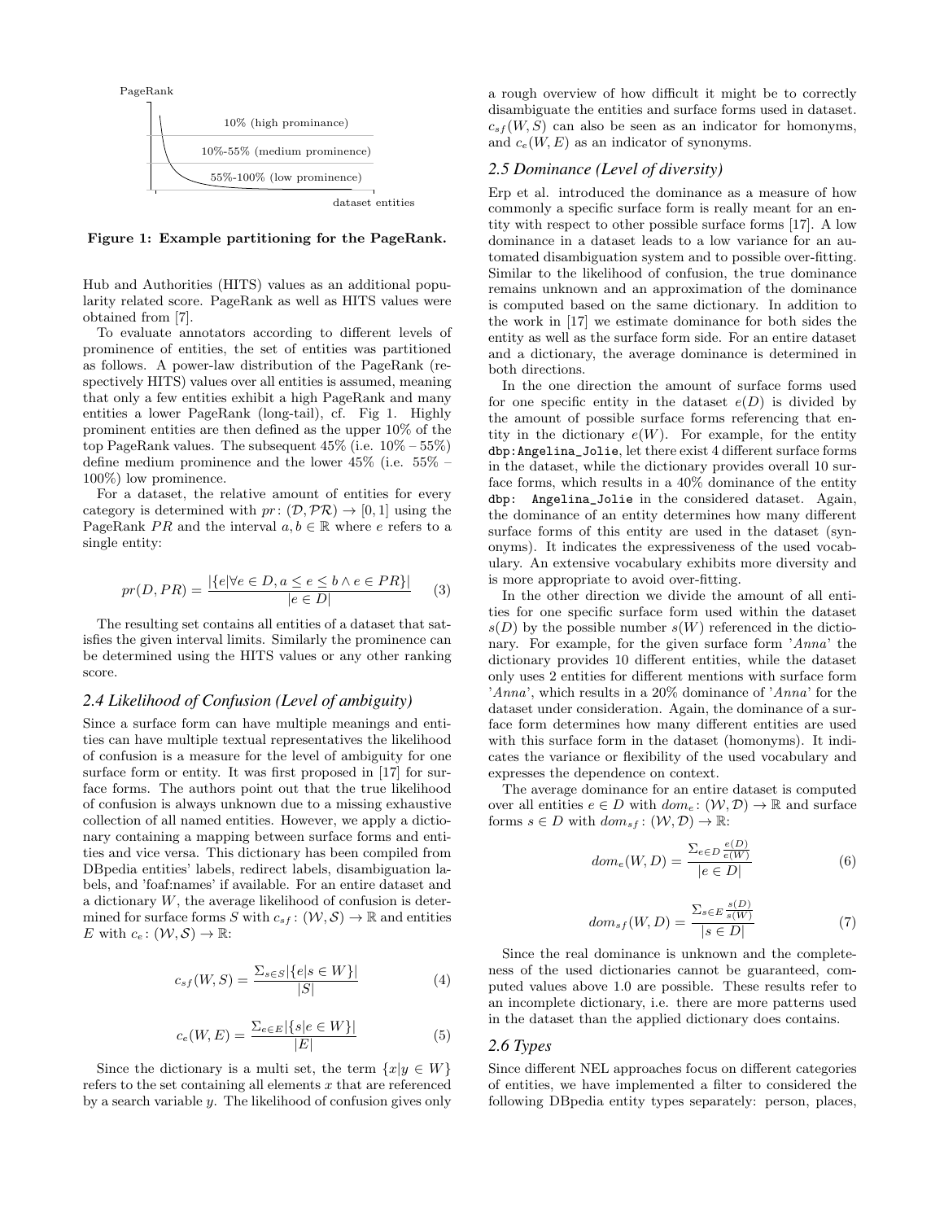Figure 1: Example partitioning for the PageRank.

Hub and Authorities (HITS) values as an additional popularity related score. PageRank as well as HITS values were obtained from [7].

To evaluate annotators according to different levels of prominence of entities, the set of entities was partitioned as follows. A power-law distribution of the PageRank (respectively HITS) values over all entities is assumed, meaning that only a few entities exhibit a high PageRank and many entities a lower PageRank (long-tail), cf. Fig 1. Highly prominent entities are then defined as the upper 10% of the top PageRank values. The subsequent 45% (i.e. 10% – 55%) define medium prominence and the lower 45% (i.e. 55% – 100%) low prominence.

For a dataset, the relative amount of entities for every category is determined with $pr\colon (\mathcal{D}, \mathcal{PR}) \rightarrow [0,1]$ using the PageRank $PR$ and the interval $a, b \in \mathbb{R}$ where $e$ refers to a single entity:

$$pr(D, PR) = \frac{|\{e|\forall e \in D, a \leq e \leq b \wedge e \in PR\}|}{|e \in D|} \quad (3)$$

The resulting set contains all entities of a dataset that satisfies the given interval limits. Similarly the prominence can be determined using the HITS values or any other ranking score.

### 2.4 Likelihood of Confusion (Level of ambiguity)

Since a surface form can have multiple meanings and entities can have multiple textual representatives the likelihood of confusion is a measure for the level of ambiguity for one surface form or entity. It was first proposed in [17] for surface forms. The authors point out that the true likelihood of confusion is always unknown due to a missing exhaustive collection of all named entities. However, we apply a dictionary containing a mapping between surface forms and entities and vice versa. This dictionary has been compiled from DBpedia entities' labels, redirect labels, disambiguation labels, and 'foaf:names' if available. For an entire dataset and a dictionary $W$, the average likelihood of confusion is determined for surface forms $S$ with $c_{sf}\colon (\mathcal{W}, \mathcal{S}) \rightarrow \mathbb{R}$ and entities $E$ with $c_e\colon (\mathcal{W}, \mathcal{S}) \rightarrow \mathbb{R}$:

$$c_{sf}(W, S) = \frac{\Sigma_{s \in S}|\{e|s \in W\}|}{|S|} \quad (4)$$

$$c_e(W, E) = \frac{\Sigma_{e \in E}|\{s|e \in W\}|}{|E|} \quad (5)$$

Since the dictionary is a multi set, the term $\{x|y \in W\}$ refers to the set containing all elements $x$ that are referenced by a search variable $y$. The likelihood of confusion gives only a rough overview of how difficult it might be to correctly disambiguate the entities and surface forms used in dataset. $c_{sf}(W, S)$ can also be seen as an indicator for homonyms, and $c_e(W, E)$ as an indicator of synonyms.

### 2.5 Dominance (Level of diversity)

Erp et al. introduced the dominance as a measure of how commonly a specific surface form is really meant for an entity with respect to other possible surface forms [17]. A low dominance in a dataset leads to a low variance for an automated disambiguation system and to possible over-fitting. Similar to the likelihood of confusion, the true dominance remains unknown and an approximation of the dominance is computed based on the same dictionary. In addition to the work in [17] we estimate dominance for both sides the entity as well as the surface form side. For an entire dataset and a dictionary, the average dominance is determined in both directions.

In the one direction the amount of surface forms used for one specific entity in the dataset $e(D)$ is divided by the amount of possible surface forms referencing that entity in the dictionary $e(W)$. For example, for the entity `dbp:Angelina_Jolie`, let there exist 4 different surface forms in the dataset, while the dictionary provides overall 10 surface forms, which results in a 40% dominance of the entity `dbp: Angelina_Jolie` in the considered dataset. Again, the dominance of an entity determines how many different surface forms of this entity are used in the dataset (synonyms). It indicates the expressiveness of the used vocabulary. An extensive vocabulary exhibits more diversity and is more appropriate to avoid over-fitting.

In the other direction we divide the amount of all entities for one specific surface form used within the dataset $s(D)$ by the possible number $s(W)$ referenced in the dictionary. For example, for the given surface form '*Anna*' the dictionary provides 10 different entities, while the dataset only uses 2 entities for different mentions with surface form '*Anna*', which results in a 20% dominance of '*Anna*' for the dataset under consideration. Again, the dominance of a surface form determines how many different entities are used with this surface form in the dataset (homonyms). It indicates the variance or flexibility of the used vocabulary and expresses the dependence on context.

The average dominance for an entire dataset is computed over all entities $e \in D$ with $dom_e\colon (\mathcal{W}, \mathcal{D}) \rightarrow \mathbb{R}$ and surface forms $s \in D$ with $dom_{sf}\colon (\mathcal{W}, \mathcal{D}) \rightarrow \mathbb{R}$:

$$dom_e(W, D) = \frac{\Sigma_{e \in D}\frac{e(D)}{e(W)}}{|e \in D|} \quad (6)$$

$$dom_{sf}(W, D) = \frac{\Sigma_{s \in E}\frac{s(D)}{s(W)}}{|s \in D|} \quad (7)$$

Since the real dominance is unknown and the completeness of the used dictionaries cannot be guaranteed, computed values above 1.0 are possible. These results refer to an incomplete dictionary, i.e. there are more patterns used in the dataset than the applied dictionary does contains.

### 2.6 Types

Since different NEL approaches focus on different categories of entities, we have implemented a filter to considered the following DBpedia entity types separately: person, places,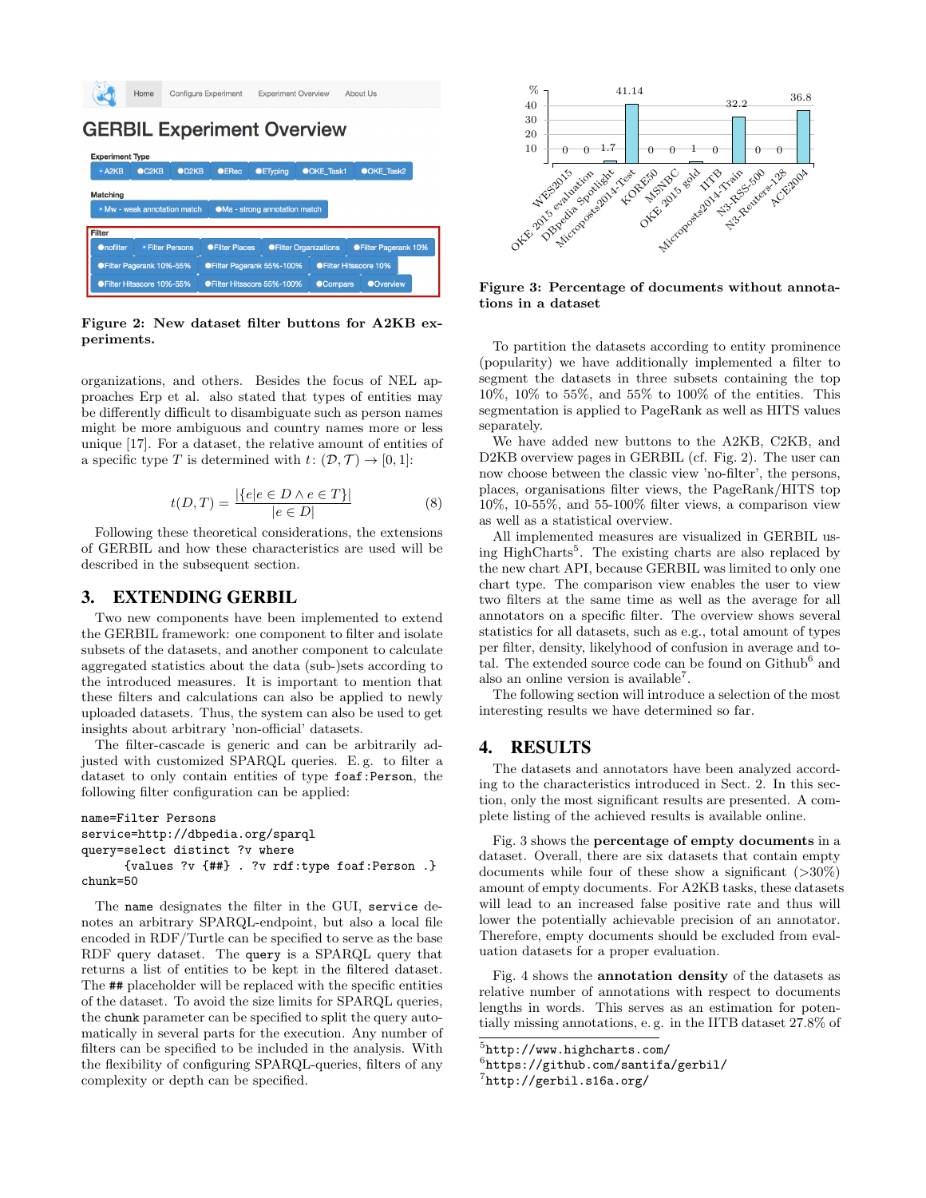Figure 2: New dataset filter buttons for A2KB experiments.

organizations, and others. Besides the focus of NEL approaches Erp et al. also stated that types of entities may be differently difficult to disambiguate such as person names might be more ambiguous and country names more or less unique [17]. For a dataset, the relative amount of entities of a specific type $T$ is determined with $t\colon (\mathcal{D}, \mathcal{T}) \rightarrow [0,1]$:

$$t(D,T) = \frac{|\{e|e \in D \wedge e \in T\}|}{|e \in D|} \tag{8}$$

Following these theoretical considerations, the extensions of GERBIL and how these characteristics are used will be described in the subsequent section.

## 3. EXTENDING GERBIL

Two new components have been implemented to extend the GERBIL framework: one component to filter and isolate subsets of the datasets, and another component to calculate aggregated statistics about the data (sub-)sets according to the introduced measures. It is important to mention that these filters and calculations can also be applied to newly uploaded datasets. Thus, the system can also be used to get insights about arbitrary 'non-official' datasets.

The filter-cascade is generic and can be arbitrarily adjusted with customized SPARQL queries. E. g. to filter a dataset to only contain entities of type `foaf:Person`, the following filter configuration can be applied:

```
name=Filter Persons
service=http://dbpedia.org/sparql
query=select distinct ?v where
      {values ?v {##} . ?v rdf:type foaf:Person .}
chunk=50
```

The `name` designates the filter in the GUI, `service` denotes an arbitrary SPARQL-endpoint, but also a local file encoded in RDF/Turtle can be specified to serve as the base RDF query dataset. The `query` is a SPARQL query that returns a list of entities to be kept in the filtered dataset. The `##` placeholder will be replaced with the specific entities of the dataset. To avoid the size limits for SPARQL queries, the `chunk` parameter can be specified to split the query automatically in several parts for the execution. Any number of filters can be specified to be included in the analysis. With the flexibility of configuring SPARQL-queries, filters of any complexity or depth can be specified.

Figure 3: Percentage of documents without annotations in a dataset

To partition the datasets according to entity prominence (popularity) we have additionally implemented a filter to segment the datasets in three subsets containing the top 10%, 10% to 55%, and 55% to 100% of the entities. This segmentation is applied to PageRank as well as HITS values separately.

We have added new buttons to the A2KB, C2KB, and D2KB overview pages in GERBIL (cf. Fig. 2). The user can now choose between the classic view 'no-filter', the persons, places, organisations filter views, the PageRank/HITS top 10%, 10-55%, and 55-100% filter views, a comparison view as well as a statistical overview.

All implemented measures are visualized in GERBIL using HighCharts[5]. The existing charts are also replaced by the new chart API, because GERBIL was limited to only one chart type. The comparison view enables the user to view two filters at the same time as well as the average for all annotators on a specific filter. The overview shows several statistics for all datasets, such as e.g., total amount of types per filter, density, likelyhood of confusion in average and total. The extended source code can be found on Github[6] and also an online version is available[7].

The following section will introduce a selection of the most interesting results we have determined so far.

## 4. RESULTS

The datasets and annotators have been analyzed according to the characteristics introduced in Sect. 2. In this section, only the most significant results are presented. A complete listing of the achieved results is available online.

Fig. 3 shows the **percentage of empty documents** in a dataset. Overall, there are six datasets that contain empty documents while four of these show a significant (>30%) amount of empty documents. For A2KB tasks, these datasets will lead to an increased false positive rate and thus will lower the potentially achievable precision of an annotator. Therefore, empty documents should be excluded from evaluation datasets for a proper evaluation.

Fig. 4 shows the **annotation density** of the datasets as relative number of annotations with respect to documents lengths in words. This serves as an estimation for potentially missing annotations, e. g. in the IITB dataset 27.8% of

[5] http://www.highcharts.com/
[6] https://github.com/santifa/gerbil/
[7] http://gerbil.s16a.org/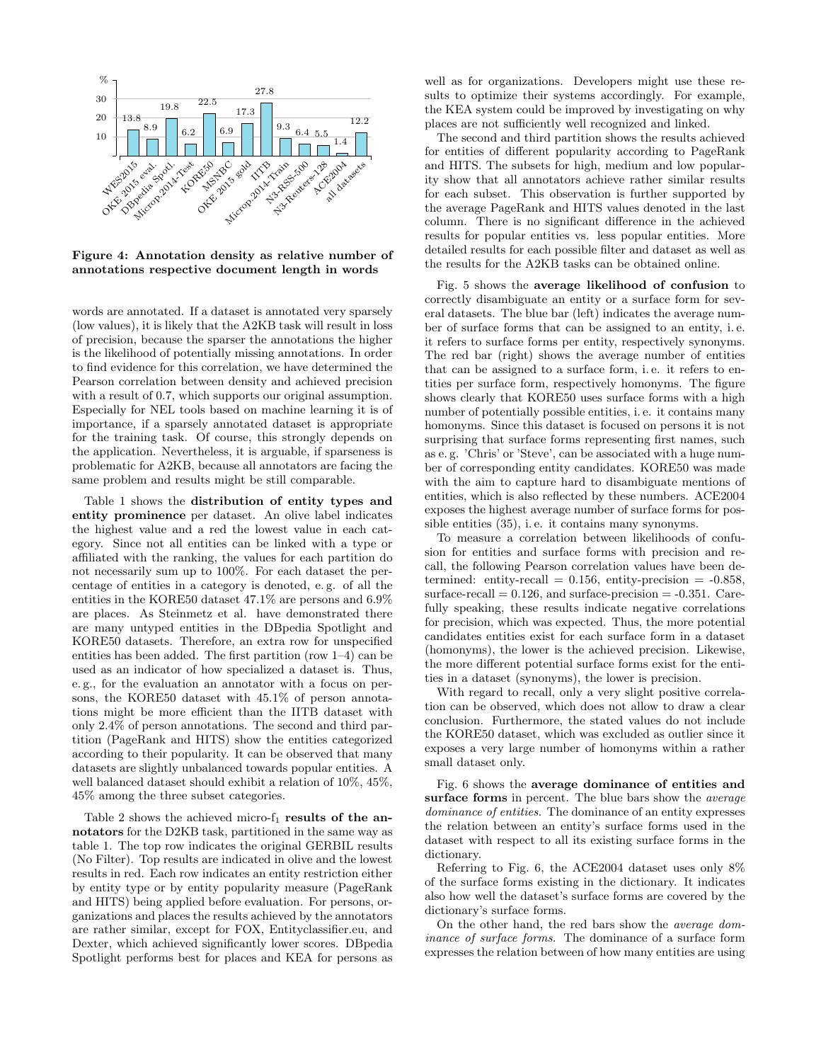%

30

20

10

13.8 8.9 19.8 6.2 22.5 6.9 17.3 27.8 9.3 6.4 5.5 1.4 12.2

WES2015
OKE 2015 eval.
DBpedia Spotl.
Microp.2014-Test
KORE50
MSNBC
OKE 2015 gold
IITB
Microp.2014-Train
N3-RSS-500
N3-Reuters-128
ACE2004
all datasets

**Figure 4: Annotation density as relative number of annotations respective document length in words**

words are annotated. If a dataset is annotated very sparsely (low values), it is likely that the A2KB task will result in loss of precision, because the sparser the annotations the higher is the likelihood of potentially missing annotations. In order to find evidence for this correlation, we have determined the Pearson correlation between density and achieved precision with a result of 0.7, which supports our original assumption. Especially for NEL tools based on machine learning it is of importance, if a sparsely annotated dataset is appropriate for the training task. Of course, this strongly depends on the application. Nevertheless, it is arguable, if sparseness is problematic for A2KB, because all annotators are facing the same problem and results might be still comparable.

Table 1 shows the **distribution of entity types and entity prominence** per dataset. An olive label indicates the highest value and a red the lowest value in each category. Since not all entities can be linked with a type or affiliated with the ranking, the values for each partition do not necessarily sum up to 100%. For each dataset the percentage of entities in a category is denoted, e. g. of all the entities in the KORE50 dataset 47.1% are persons and 6.9% are places. As Steinmetz et al. have demonstrated there are many untyped entities in the DBpedia Spotlight and KORE50 datasets. Therefore, an extra row for unspecified entities has been added. The first partition (row 1–4) can be used as an indicator of how specialized a dataset is. Thus, e. g., for the evaluation an annotator with a focus on persons, the KORE50 dataset with 45.1% of person annotations might be more efficient than the IITB dataset with only 2.4% of person annotations. The second and third partition (PageRank and HITS) show the entities categorized according to their popularity. It can be observed that many datasets are slightly unbalanced towards popular entities. A well balanced dataset should exhibit a relation of 10%, 45%, 45% among the three subset categories.

Table 2 shows the achieved micro-$f_1$ **results of the annotators** for the D2KB task, partitioned in the same way as table 1. The top row indicates the original GERBIL results (No Filter). Top results are indicated in olive and the lowest results in red. Each row indicates an entity restriction either by entity type or by entity popularity measure (PageRank and HITS) being applied before evaluation. For persons, organizations and places the results achieved by the annotators are rather similar, except for FOX, Entityclassifier.eu, and Dexter, which achieved significantly lower scores. DBpedia Spotlight performs best for places and KEA for persons as well as for organizations. Developers might use these results to optimize their systems accordingly. For example, the KEA system could be improved by investigating on why places are not sufficiently well recognized and linked.

The second and third partition shows the results achieved for entities of different popularity according to PageRank and HITS. The subsets for high, medium and low popularity show that all annotators achieve rather similar results for each subset. This observation is further supported by the average PageRank and HITS values denoted in the last column. There is no significant difference in the achieved results for popular entities vs. less popular entities. More detailed results for each possible filter and dataset as well as the results for the A2KB tasks can be obtained online.

Fig. 5 shows the **average likelihood of confusion** to correctly disambiguate an entity or a surface form for several datasets. The blue bar (left) indicates the average number of surface forms that can be assigned to an entity, i. e. it refers to surface forms per entity, respectively synonyms. The red bar (right) shows the average number of entities that can be assigned to a surface form, i. e. it refers to entities per surface form, respectively homonyms. The figure shows clearly that KORE50 uses surface forms with a high number of potentially possible entities, i. e. it contains many homonyms. Since this dataset is focused on persons it is not surprising that surface forms representing first names, such as e. g. 'Chris' or 'Steve', can be associated with a huge number of corresponding entity candidates. KORE50 was made with the aim to capture hard to disambiguate mentions of entities, which is also reflected by these numbers. ACE2004 exposes the highest average number of surface forms for possible entities (35), i. e. it contains many synonyms.

To measure a correlation between likelihoods of confusion for entities and surface forms with precision and recall, the following Pearson correlation values have been determined: entity-recall = 0.156, entity-precision = -0.858, surface-recall = 0.126, and surface-precision = -0.351. Carefully speaking, these results indicate negative correlations for precision, which was expected. Thus, the more potential candidates entities exist for each surface form in a dataset (homonyms), the lower is the achieved precision. Likewise, the more different potential surface forms exist for the entities in a dataset (synonyms), the lower is precision.

With regard to recall, only a very slight positive correlation can be observed, which does not allow to draw a clear conclusion. Furthermore, the stated values do not include the KORE50 dataset, which was excluded as outlier since it exposes a very large number of homonyms within a rather small dataset only.

Fig. 6 shows the **average dominance of entities and surface forms** in percent. The blue bars show the *average dominance of entities*. The dominance of an entity expresses the relation between an entity's surface forms used in the dataset with respect to all its existing surface forms in the dictionary.

Referring to Fig. 6, the ACE2004 dataset uses only 8% of the surface forms existing in the dictionary. It indicates also how well the dataset's surface forms are covered by the dictionary's surface forms.

On the other hand, the red bars show the *average dominance of surface forms*. The dominance of a surface form expresses the relation between of how many entities are using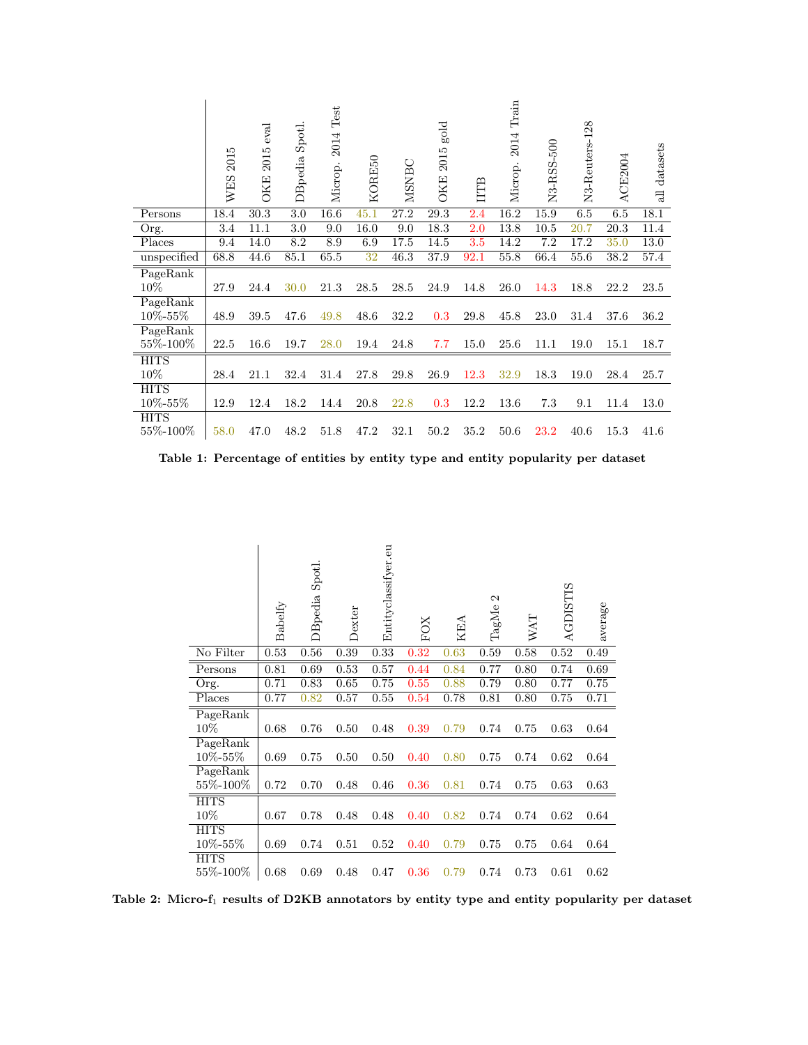| | WES 2015 | OKE 2015 eval | DBpedia Spotl. | Microp. 2014 Test | KORE50 | MSNBC | OKE 2015 gold | IITB | Microp. 2014 Train | N3-RSS-500 | N3-Reuters-128 | ACE2004 | all datasets |
|---|---|---|---|---|---|---|---|---|---|---|---|---|---|
| Persons | 18.4 | 30.3 | 3.0 | 16.6 | 45.1 | 27.2 | 29.3 | 2.4 | 16.2 | 15.9 | 6.5 | 6.5 | 18.1 |
| Org. | 3.4 | 11.1 | 3.0 | 9.0 | 16.0 | 9.0 | 18.3 | 2.0 | 13.8 | 10.5 | 20.7 | 20.3 | 11.4 |
| Places | 9.4 | 14.0 | 8.2 | 8.9 | 6.9 | 17.5 | 14.5 | 3.5 | 14.2 | 7.2 | 17.2 | 35.0 | 13.0 |
| unspecified | 68.8 | 44.6 | 85.1 | 65.5 | 32 | 46.3 | 37.9 | 92.1 | 55.8 | 66.4 | 55.6 | 38.2 | 57.4 |
| PageRank 10% | 27.9 | 24.4 | 30.0 | 21.3 | 28.5 | 28.5 | 24.9 | 14.8 | 26.0 | 14.3 | 18.8 | 22.2 | 23.5 |
| PageRank 10%-55% | 48.9 | 39.5 | 47.6 | 49.8 | 48.6 | 32.2 | 0.3 | 29.8 | 45.8 | 23.0 | 31.4 | 37.6 | 36.2 |
| PageRank 55%-100% | 22.5 | 16.6 | 19.7 | 28.0 | 19.4 | 24.8 | 7.7 | 15.0 | 25.6 | 11.1 | 19.0 | 15.1 | 18.7 |
| HITS 10% | 28.4 | 21.1 | 32.4 | 31.4 | 27.8 | 29.8 | 26.9 | 12.3 | 32.9 | 18.3 | 19.0 | 28.4 | 25.7 |
| HITS 10%-55% | 12.9 | 12.4 | 18.2 | 14.4 | 20.8 | 22.8 | 0.3 | 12.2 | 13.6 | 7.3 | 9.1 | 11.4 | 13.0 |
| HITS 55%-100% | 58.0 | 47.0 | 48.2 | 51.8 | 47.2 | 32.1 | 50.2 | 35.2 | 50.6 | 23.2 | 40.6 | 15.3 | 41.6 |

**Table 1: Percentage of entities by entity type and entity popularity per dataset**

| | Babelfy | DBpedia Spotl. | Dexter | Entityclassifyer.eu | FOX | KEA | TagMe 2 | WAT | AGDISTIS | average |
|---|---|---|---|---|---|---|---|---|---|---|
| No Filter | 0.53 | 0.56 | 0.39 | 0.33 | 0.32 | 0.63 | 0.59 | 0.58 | 0.52 | 0.49 |
| Persons | 0.81 | 0.69 | 0.53 | 0.57 | 0.44 | 0.84 | 0.77 | 0.80 | 0.74 | 0.69 |
| Org. | 0.71 | 0.83 | 0.65 | 0.75 | 0.55 | 0.88 | 0.79 | 0.80 | 0.77 | 0.75 |
| Places | 0.77 | 0.82 | 0.57 | 0.55 | 0.54 | 0.78 | 0.81 | 0.80 | 0.75 | 0.71 |
| PageRank 10% | 0.68 | 0.76 | 0.50 | 0.48 | 0.39 | 0.79 | 0.74 | 0.75 | 0.63 | 0.64 |
| PageRank 10%-55% | 0.69 | 0.75 | 0.50 | 0.50 | 0.40 | 0.80 | 0.75 | 0.74 | 0.62 | 0.64 |
| PageRank 55%-100% | 0.72 | 0.70 | 0.48 | 0.46 | 0.36 | 0.81 | 0.74 | 0.75 | 0.63 | 0.63 |
| HITS 10% | 0.67 | 0.78 | 0.48 | 0.48 | 0.40 | 0.82 | 0.74 | 0.74 | 0.62 | 0.64 |
| HITS 10%-55% | 0.69 | 0.74 | 0.51 | 0.52 | 0.40 | 0.79 | 0.75 | 0.75 | 0.64 | 0.64 |
| HITS 55%-100% | 0.68 | 0.69 | 0.48 | 0.47 | 0.36 | 0.79 | 0.74 | 0.73 | 0.61 | 0.62 |

**Table 2: Micro-f$_1$ results of D2KB annotators by entity type and entity popularity per dataset**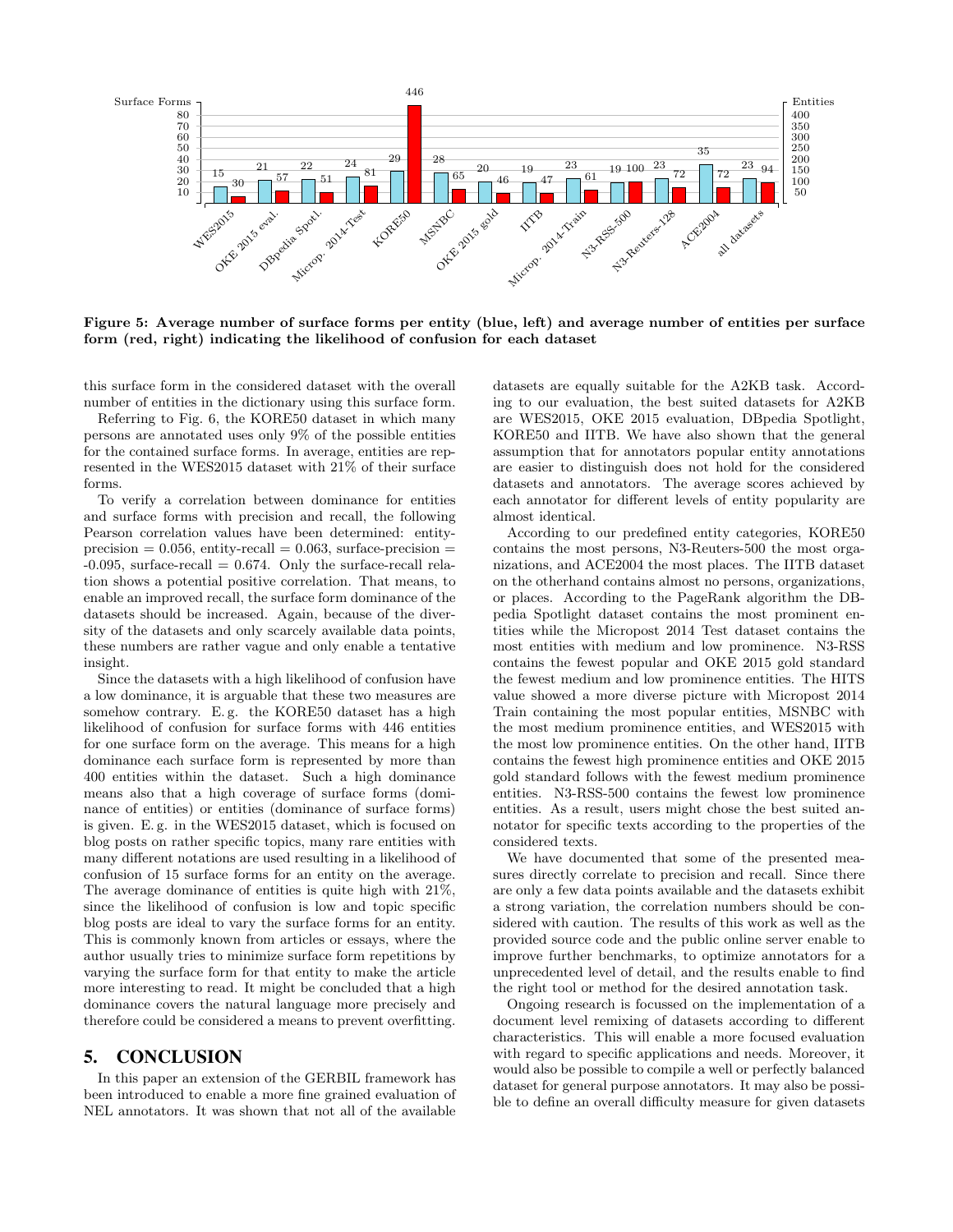Figure 5: Average number of surface forms per entity (blue, left) and average number of entities per surface form (red, right) indicating the likelihood of confusion for each dataset

this surface form in the considered dataset with the overall number of entities in the dictionary using this surface form.

Referring to Fig. 6, the KORE50 dataset in which many persons are annotated uses only 9% of the possible entities for the contained surface forms. In average, entities are represented in the WES2015 dataset with 21% of their surface forms.

To verify a correlation between dominance for entities and surface forms with precision and recall, the following Pearson correlation values have been determined: entity-precision = 0.056, entity-recall = 0.063, surface-precision = -0.095, surface-recall = 0.674. Only the surface-recall relation shows a potential positive correlation. That means, to enable an improved recall, the surface form dominance of the datasets should be increased. Again, because of the diversity of the datasets and only scarcely available data points, these numbers are rather vague and only enable a tentative insight.

Since the datasets with a high likelihood of confusion have a low dominance, it is arguable that these two measures are somehow contrary. E. g. the KORE50 dataset has a high likelihood of confusion for surface forms with 446 entities for one surface form on the average. This means for a high dominance each surface form is represented by more than 400 entities within the dataset. Such a high dominance means also that a high coverage of surface forms (dominance of entities) or entities (dominance of surface forms) is given. E. g. in the WES2015 dataset, which is focused on blog posts on rather specific topics, many rare entities with many different notations are used resulting in a likelihood of confusion of 15 surface forms for an entity on the average. The average dominance of entities is quite high with 21%, since the likelihood of confusion is low and topic specific blog posts are ideal to vary the surface forms for an entity. This is commonly known from articles or essays, where the author usually tries to minimize surface form repetitions by varying the surface form for that entity to make the article more interesting to read. It might be concluded that a high dominance covers the natural language more precisely and therefore could be considered a means to prevent overfitting.

## 5. CONCLUSION

In this paper an extension of the GERBIL framework has been introduced to enable a more fine grained evaluation of NEL annotators. It was shown that not all of the available datasets are equally suitable for the A2KB task. According to our evaluation, the best suited datasets for A2KB are WES2015, OKE 2015 evaluation, DBpedia Spotlight, KORE50 and IITB. We have also shown that the general assumption that for annotators popular entity annotations are easier to distinguish does not hold for the considered datasets and annotators. The average scores achieved by each annotator for different levels of entity popularity are almost identical.

According to our predefined entity categories, KORE50 contains the most persons, N3-Reuters-500 the most organizations, and ACE2004 the most places. The IITB dataset on the otherhand contains almost no persons, organizations, or places. According to the PageRank algorithm the DBpedia Spotlight dataset contains the most prominent entities while the Micropost 2014 Test dataset contains the most entities with medium and low prominence. N3-RSS contains the fewest popular and OKE 2015 gold standard the fewest medium and low prominence entities. The HITS value showed a more diverse picture with Micropost 2014 Train containing the most popular entities, MSNBC with the most medium prominence entities, and WES2015 with the most low prominence entities. On the other hand, IITB contains the fewest high prominence entities and OKE 2015 gold standard follows with the fewest medium prominence entities. N3-RSS-500 contains the fewest low prominence entities. As a result, users might chose the best suited annotator for specific texts according to the properties of the considered texts.

We have documented that some of the presented measures directly correlate to precision and recall. Since there are only a few data points available and the datasets exhibit a strong variation, the correlation numbers should be considered with caution. The results of this work as well as the provided source code and the public online server enable to improve further benchmarks, to optimize annotators for a unprecedented level of detail, and the results enable to find the right tool or method for the desired annotation task.

Ongoing research is focussed on the implementation of a document level remixing of datasets according to different characteristics. This will enable a more focused evaluation with regard to specific applications and needs. Moreover, it would also be possible to compile a well or perfectly balanced dataset for general purpose annotators. It may also be possible to define an overall difficulty measure for given datasets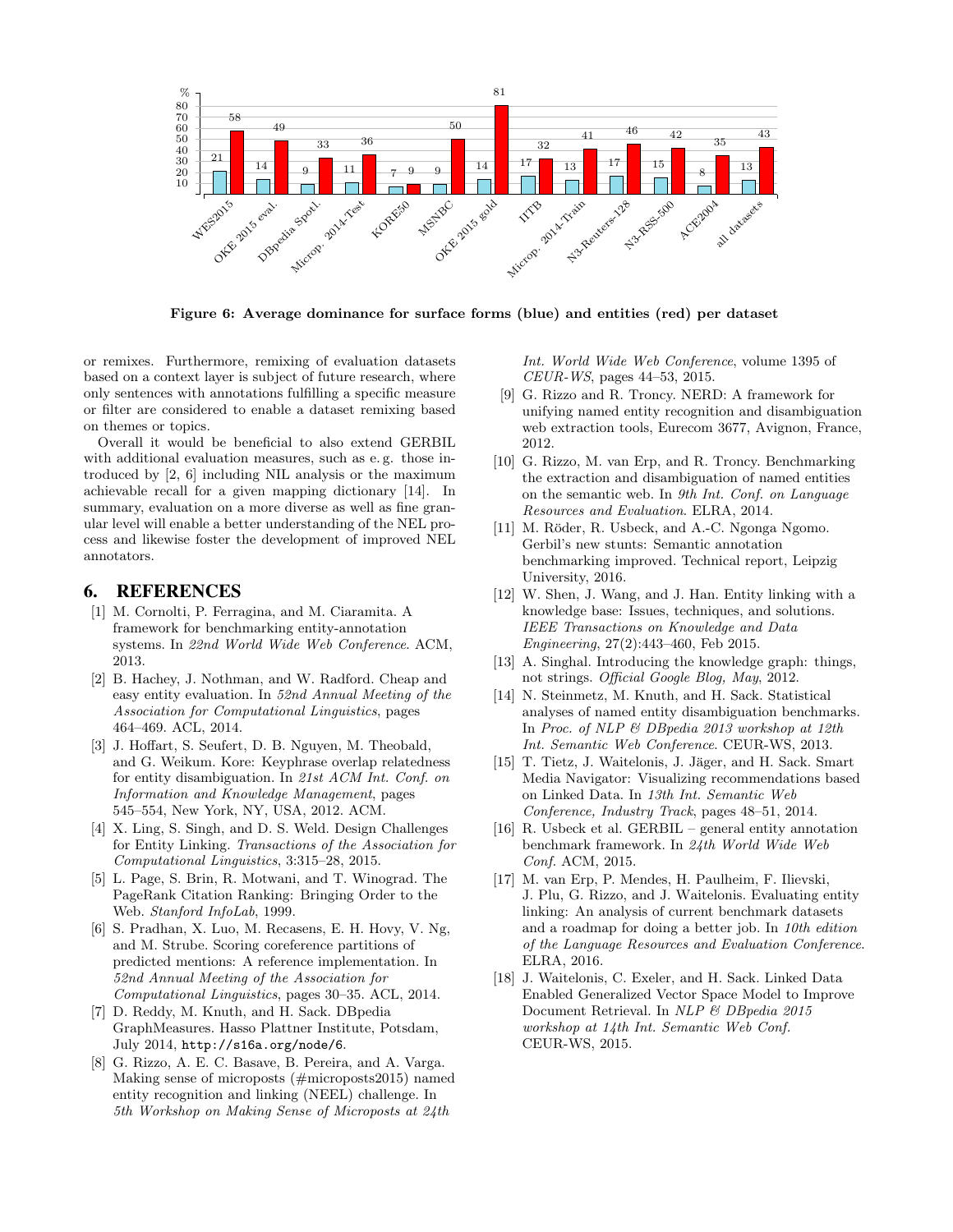%
80
70
60
50
40
30
20
10

21 58
14 49
9 33
11 36
7 9
9 50
14 81
17 32
13 41
17 46
15 42
8 35
13 43

WES2015
OKE 2015 eval.
DBpedia Spotl.
Microp. 2014-Test
KORE50
MSNBC
OKE 2015 gold
IITB
Microp. 2014-Train
N3-Reuters-128
N3-RSS-500
ACE2004
all datasets

**Figure 6: Average dominance for surface forms (blue) and entities (red) per dataset**

or remixes. Furthermore, remixing of evaluation datasets based on a context layer is subject of future research, where only sentences with annotations fulfilling a specific measure or filter are considered to enable a dataset remixing based on themes or topics.

Overall it would be beneficial to also extend GERBIL with additional evaluation measures, such as e. g. those introduced by [2, 6] including NIL analysis or the maximum achievable recall for a given mapping dictionary [14]. In summary, evaluation on a more diverse as well as fine granular level will enable a better understanding of the NEL process and likewise foster the development of improved NEL annotators.

## 6. REFERENCES

[1] M. Cornolti, P. Ferragina, and M. Ciaramita. A framework for benchmarking entity-annotation systems. In *22nd World Wide Web Conference*. ACM, 2013.

[2] B. Hachey, J. Nothman, and W. Radford. Cheap and easy entity evaluation. In *52nd Annual Meeting of the Association for Computational Linguistics*, pages 464–469. ACL, 2014.

[3] J. Hoffart, S. Seufert, D. B. Nguyen, M. Theobald, and G. Weikum. Kore: Keyphrase overlap relatedness for entity disambiguation. In *21st ACM Int. Conf. on Information and Knowledge Management*, pages 545–554, New York, NY, USA, 2012. ACM.

[4] X. Ling, S. Singh, and D. S. Weld. Design Challenges for Entity Linking. *Transactions of the Association for Computational Linguistics*, 3:315–28, 2015.

[5] L. Page, S. Brin, R. Motwani, and T. Winograd. The PageRank Citation Ranking: Bringing Order to the Web. *Stanford InfoLab*, 1999.

[6] S. Pradhan, X. Luo, M. Recasens, E. H. Hovy, V. Ng, and M. Strube. Scoring coreference partitions of predicted mentions: A reference implementation. In *52nd Annual Meeting of the Association for Computational Linguistics*, pages 30–35. ACL, 2014.

[7] D. Reddy, M. Knuth, and H. Sack. DBpedia GraphMeasures. Hasso Plattner Institute, Potsdam, July 2014, `http://s16a.org/node/6`.

[8] G. Rizzo, A. E. C. Basave, B. Pereira, and A. Varga. Making sense of microposts (#microposts2015) named entity recognition and linking (NEEL) challenge. In *5th Workshop on Making Sense of Microposts at 24th Int. World Wide Web Conference*, volume 1395 of *CEUR-WS*, pages 44–53, 2015.

[9] G. Rizzo and R. Troncy. NERD: A framework for unifying named entity recognition and disambiguation web extraction tools, Eurecom 3677, Avignon, France, 2012.

[10] G. Rizzo, M. van Erp, and R. Troncy. Benchmarking the extraction and disambiguation of named entities on the semantic web. In *9th Int. Conf. on Language Resources and Evaluation*. ELRA, 2014.

[11] M. Röder, R. Usbeck, and A.-C. Ngonga Ngomo. Gerbil's new stunts: Semantic annotation benchmarking improved. Technical report, Leipzig University, 2016.

[12] W. Shen, J. Wang, and J. Han. Entity linking with a knowledge base: Issues, techniques, and solutions. *IEEE Transactions on Knowledge and Data Engineering*, 27(2):443–460, Feb 2015.

[13] A. Singhal. Introducing the knowledge graph: things, not strings. *Official Google Blog, May*, 2012.

[14] N. Steinmetz, M. Knuth, and H. Sack. Statistical analyses of named entity disambiguation benchmarks. In *Proc. of NLP & DBpedia 2013 workshop at 12th Int. Semantic Web Conference*. CEUR-WS, 2013.

[15] T. Tietz, J. Waitelonis, J. Jäger, and H. Sack. Smart Media Navigator: Visualizing recommendations based on Linked Data. In *13th Int. Semantic Web Conference, Industry Track*, pages 48–51, 2014.

[16] R. Usbeck et al. GERBIL – general entity annotation benchmark framework. In *24th World Wide Web Conf.* ACM, 2015.

[17] M. van Erp, P. Mendes, H. Paulheim, F. Ilievski, J. Plu, G. Rizzo, and J. Waitelonis. Evaluating entity linking: An analysis of current benchmark datasets and a roadmap for doing a better job. In *10th edition of the Language Resources and Evaluation Conference*. ELRA, 2016.

[18] J. Waitelonis, C. Exeler, and H. Sack. Linked Data Enabled Generalized Vector Space Model to Improve Document Retrieval. In *NLP & DBpedia 2015 workshop at 14th Int. Semantic Web Conf.* CEUR-WS, 2015.